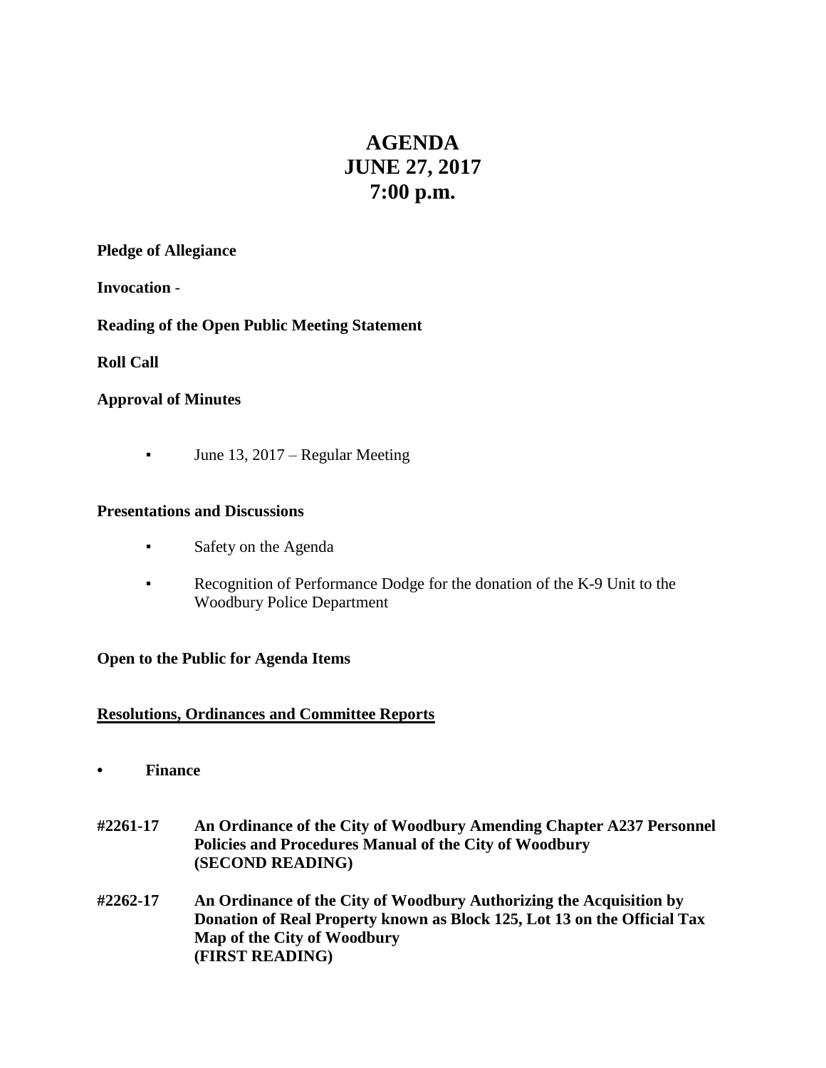# AGENDA
# JUNE 27, 2017
# 7:00 p.m.

**Pledge of Allegiance**

**Invocation** -

**Reading of the Open Public Meeting Statement**

**Roll Call**

**Approval of Minutes**

- June 13, 2017 – Regular Meeting

**Presentations and Discussions**

- Safety on the Agenda
- Recognition of Performance Dodge for the donation of the K-9 Unit to the Woodbury Police Department

**Open to the Public for Agenda Items**

**Resolutions, Ordinances and Committee Reports**

- **Finance**

**#2261-17 An Ordinance of the City of Woodbury Amending Chapter A237 Personnel Policies and Procedures Manual of the City of Woodbury (SECOND READING)**

**#2262-17 An Ordinance of the City of Woodbury Authorizing the Acquisition by Donation of Real Property known as Block 125, Lot 13 on the Official Tax Map of the City of Woodbury (FIRST READING)**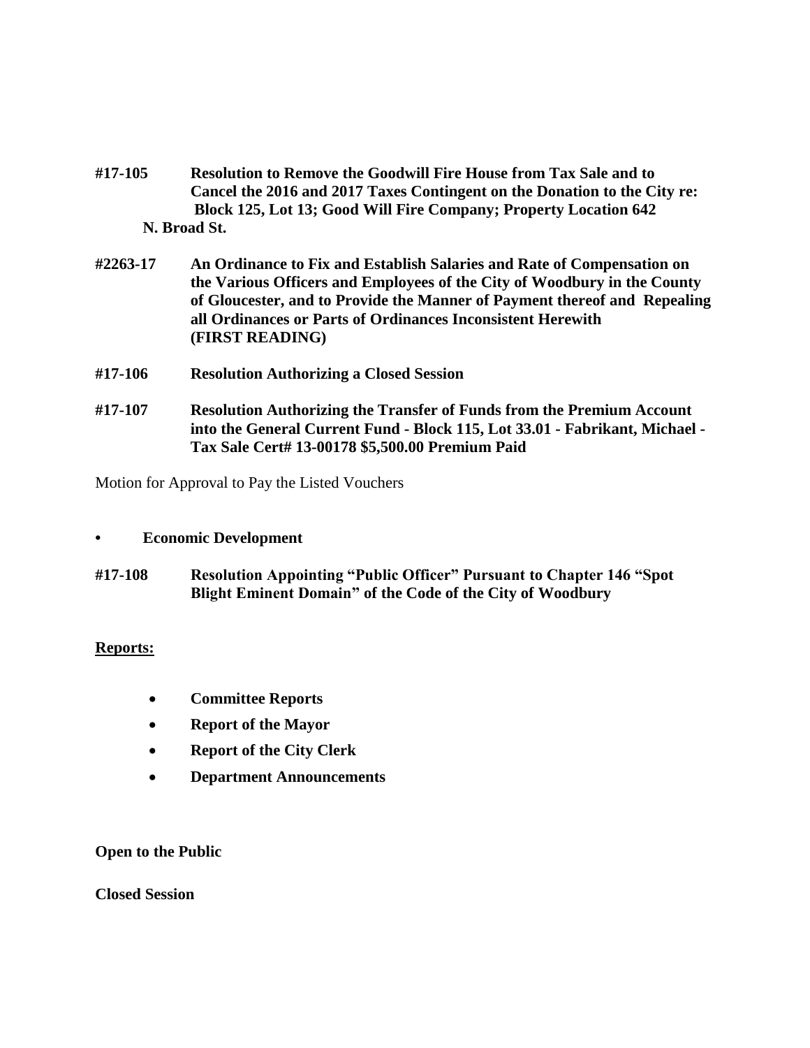**#17-105 Resolution to Remove the Goodwill Fire House from Tax Sale and to Cancel the 2016 and 2017 Taxes Contingent on the Donation to the City re: Block 125, Lot 13; Good Will Fire Company; Property Location 642 N. Broad St.**

**#2263-17 An Ordinance to Fix and Establish Salaries and Rate of Compensation on the Various Officers and Employees of the City of Woodbury in the County of Gloucester, and to Provide the Manner of Payment thereof and Repealing all Ordinances or Parts of Ordinances Inconsistent Herewith (FIRST READING)**

**#17-106 Resolution Authorizing a Closed Session**

**#17-107 Resolution Authorizing the Transfer of Funds from the Premium Account into the General Current Fund - Block 115, Lot 33.01 - Fabrikant, Michael - Tax Sale Cert# 13-00178 $5,500.00 Premium Paid**

Motion for Approval to Pay the Listed Vouchers

- **Economic Development**

**#17-108 Resolution Appointing "Public Officer" Pursuant to Chapter 146 "Spot Blight Eminent Domain" of the Code of the City of Woodbury**

**Reports:**

- **Committee Reports**
- **Report of the Mayor**
- **Report of the City Clerk**
- **Department Announcements**

**Open to the Public**

**Closed Session**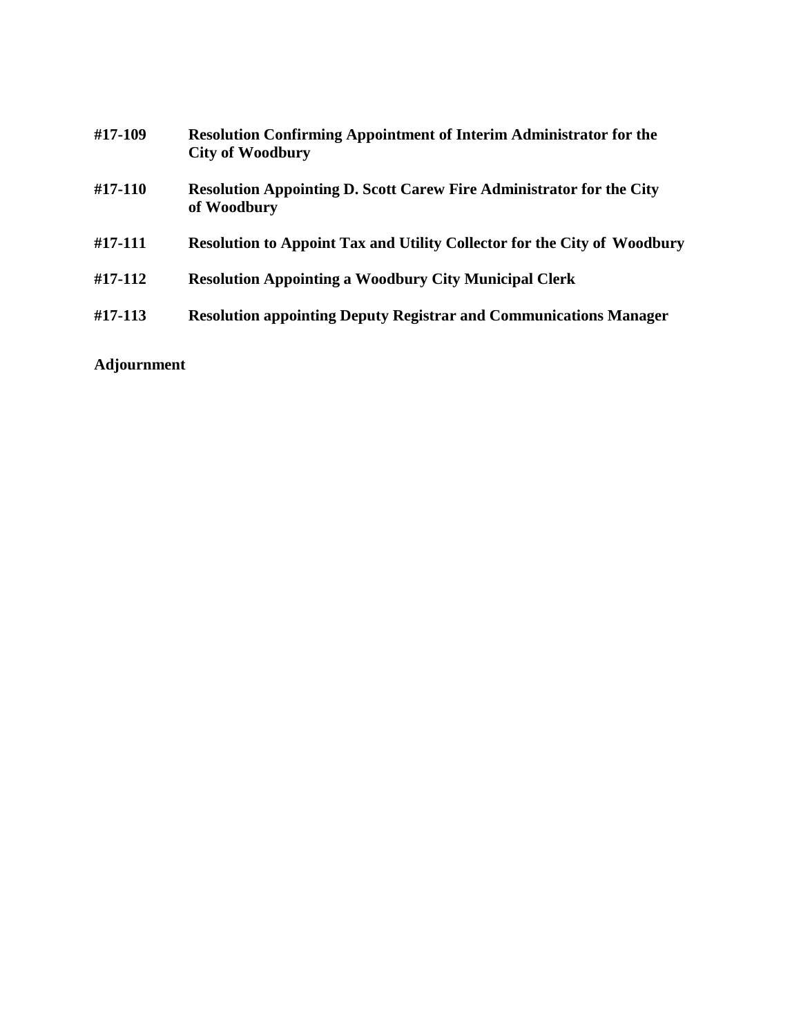**#17-109** **Resolution Confirming Appointment of Interim Administrator for the City of Woodbury**

**#17-110** **Resolution Appointing D. Scott Carew Fire Administrator for the City of Woodbury**

**#17-111** **Resolution to Appoint Tax and Utility Collector for the City of Woodbury**

**#17-112** **Resolution Appointing a Woodbury City Municipal Clerk**

**#17-113** **Resolution appointing Deputy Registrar and Communications Manager**

**Adjournment**